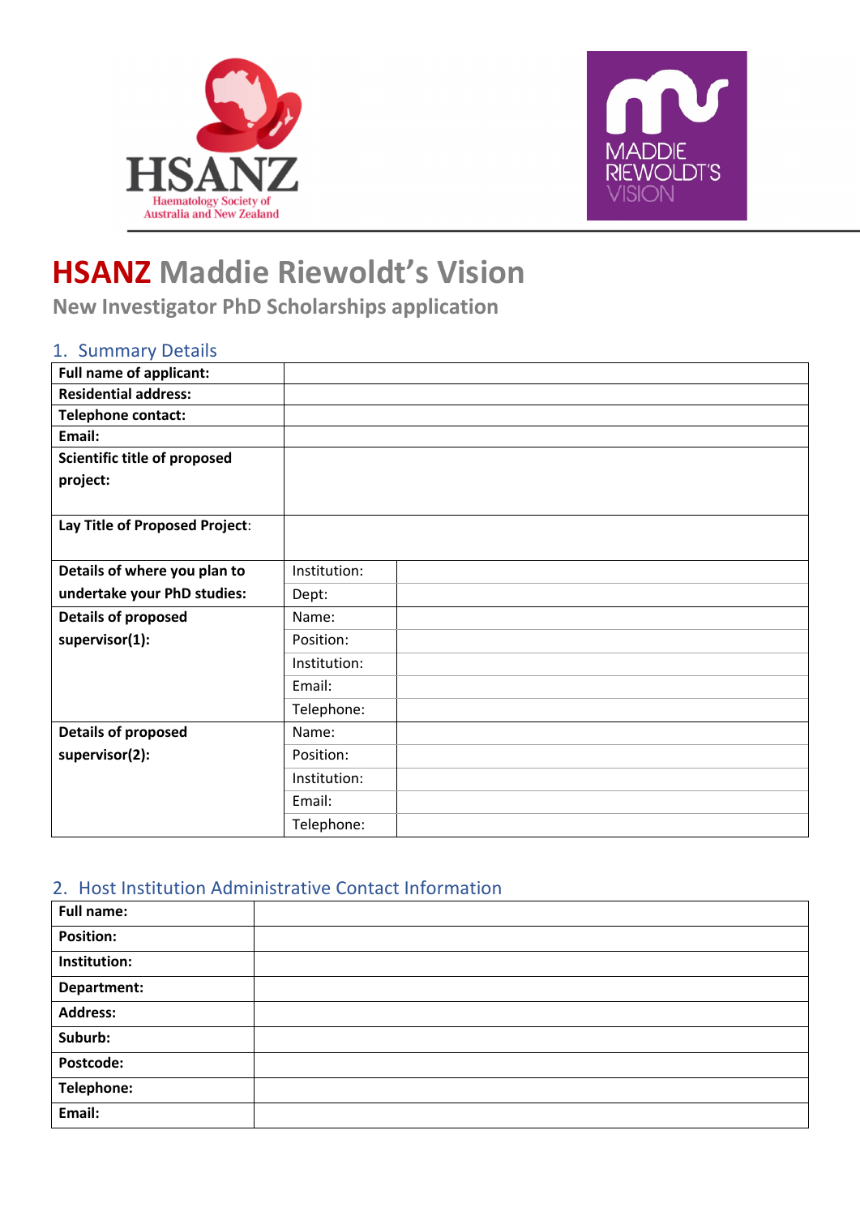# HSANZ Maddie Riewoldt's Vision

## New Investigator PhD Scholarships application

### 1. Summary Details

| | | |
|---|---|---|
| **Full name of applicant:** | | |
| **Residential address:** | | |
| **Telephone contact:** | | |
| **Email:** | | |
| **Scientific title of proposed project:** | | |
| **Lay Title of Proposed Project**: | | |
| **Details of where you plan to undertake your PhD studies:** | Institution: | |
| | Dept: | |
| **Details of proposed supervisor(1):** | Name: | |
| | Position: | |
| | Institution: | |
| | Email: | |
| | Telephone: | |
| **Details of proposed supervisor(2):** | Name: | |
| | Position: | |
| | Institution: | |
| | Email: | |
| | Telephone: | |

### 2. Host Institution Administrative Contact Information

| | |
|---|---|
| **Full name:** | |
| **Position:** | |
| **Institution:** | |
| **Department:** | |
| **Address:** | |
| **Suburb:** | |
| **Postcode:** | |
| **Telephone:** | |
| **Email:** | |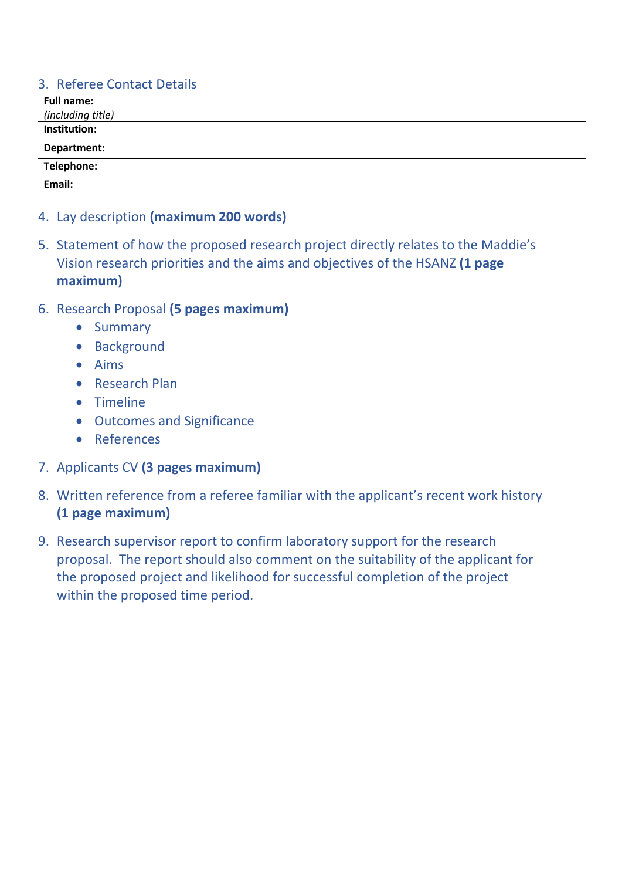## 3. Referee Contact Details

| | |
|---|---|
| **Full name:** *(including title)* | |
| **Institution:** | |
| **Department:** | |
| **Telephone:** | |
| **Email:** | |

## 4. Lay description **(maximum 200 words)**

## 5. Statement of how the proposed research project directly relates to the Maddie's Vision research priorities and the aims and objectives of the HSANZ **(1 page maximum)**

## 6. Research Proposal **(5 pages maximum)**

- Summary
- Background
- Aims
- Research Plan
- Timeline
- Outcomes and Significance
- References

## 7. Applicants CV **(3 pages maximum)**

## 8. Written reference from a referee familiar with the applicant's recent work history **(1 page maximum)**

## 9. Research supervisor report to confirm laboratory support for the research proposal. The report should also comment on the suitability of the applicant for the proposed project and likelihood for successful completion of the project within the proposed time period.